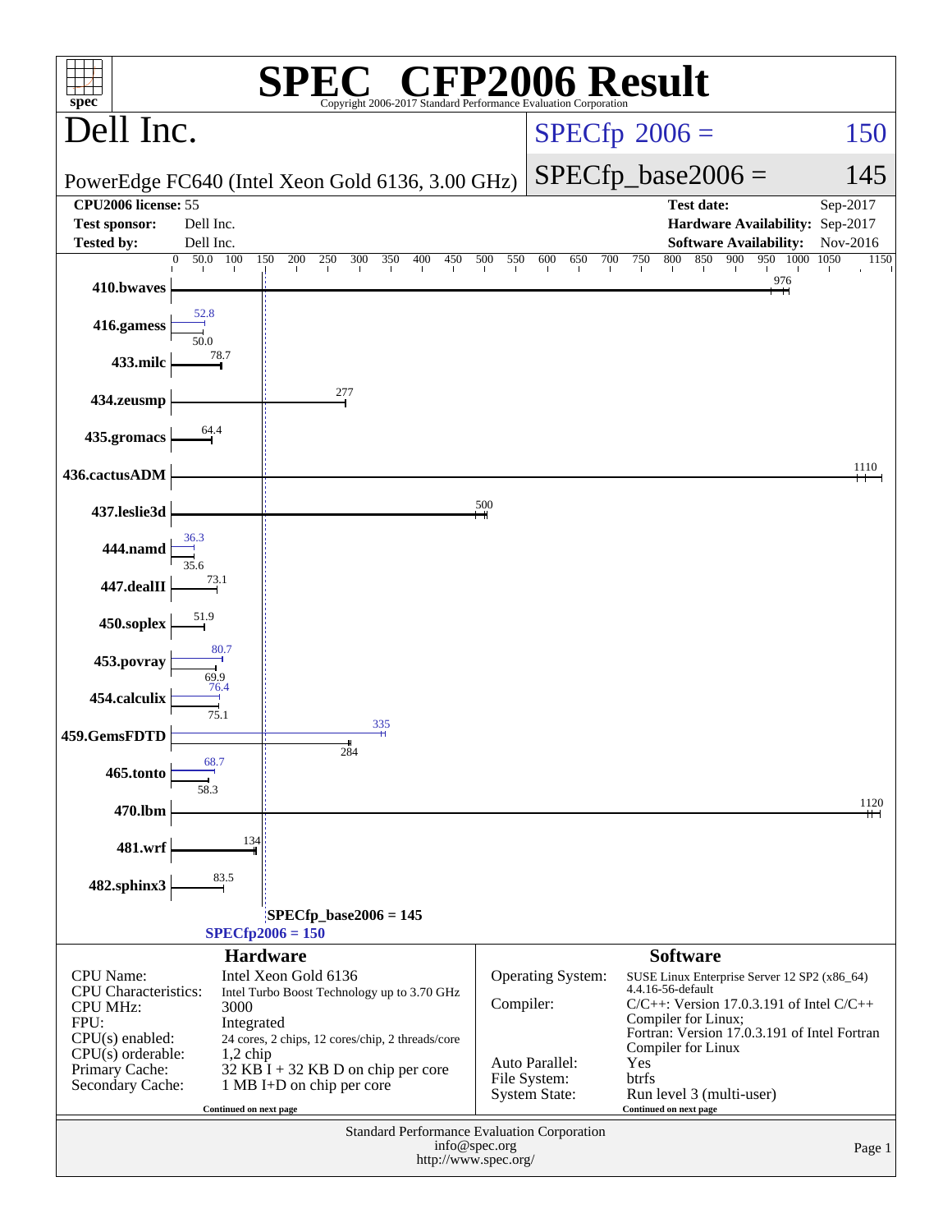# SPEC® CFP2006 Result

Copyright 2006-2017 Standard Performance Evaluation Corporation

## Dell Inc.

PowerEdge FC640 (Intel Xeon Gold 6136, 3.00 GHz)

SPECfp 2006 = 150

SPECfp_base2006 = 145

| | | | |
|---|---|---|---|
| **CPU2006 license:** 55 | | **Test date:** | Sep-2017 |
| **Test sponsor:** | Dell Inc. | **Hardware Availability:** | Sep-2017 |
| **Tested by:** | Dell Inc. | **Software Availability:** | Nov-2016 |

| Benchmark | Peak | Base |
|---|---|---|
| 410.bwaves | | 976 |
| 416.gamess | 52.8 | 50.0 |
| 433.milc | | 78.7 |
| 434.zeusmp | | 277 |
| 435.gromacs | | 64.4 |
| 436.cactusADM | | 1110 |
| 437.leslie3d | | 500 |
| 444.namd | 36.3 | 35.6 |
| 447.dealII | | 73.1 |
| 450.soplex | | 51.9 |
| 453.povray | 80.7 | 69.9 |
| 454.calculix | 76.4 | 75.1 |
| 459.GemsFDTD | 335 | 284 |
| 465.tonto | 68.7 | 58.3 |
| 470.lbm | | 1120 |
| 481.wrf | | 134 |
| 482.sphinx3 | | 83.5 |

SPECfp_base2006 = 145

SPECfp2006 = 150

### Hardware

| | |
|---|---|
| CPU Name: | Intel Xeon Gold 6136 |
| CPU Characteristics: | Intel Turbo Boost Technology up to 3.70 GHz |
| CPU MHz: | 3000 |
| FPU: | Integrated |
| CPU(s) enabled: | 24 cores, 2 chips, 12 cores/chip, 2 threads/core |
| CPU(s) orderable: | 1,2 chip |
| Primary Cache: | 32 KB I + 32 KB D on chip per core |
| Secondary Cache: | 1 MB I+D on chip per core |

Continued on next page

### Software

| | |
|---|---|
| Operating System: | SUSE Linux Enterprise Server 12 SP2 (x86_64) 4.4.16-56-default |
| Compiler: | C/C++: Version 17.0.3.191 of Intel C/C++ Compiler for Linux; Fortran: Version 17.0.3.191 of Intel Fortran Compiler for Linux |
| Auto Parallel: | Yes |
| File System: | btrfs |
| System State: | Run level 3 (multi-user) |

Continued on next page

Standard Performance Evaluation Corporation
info@spec.org
http://www.spec.org/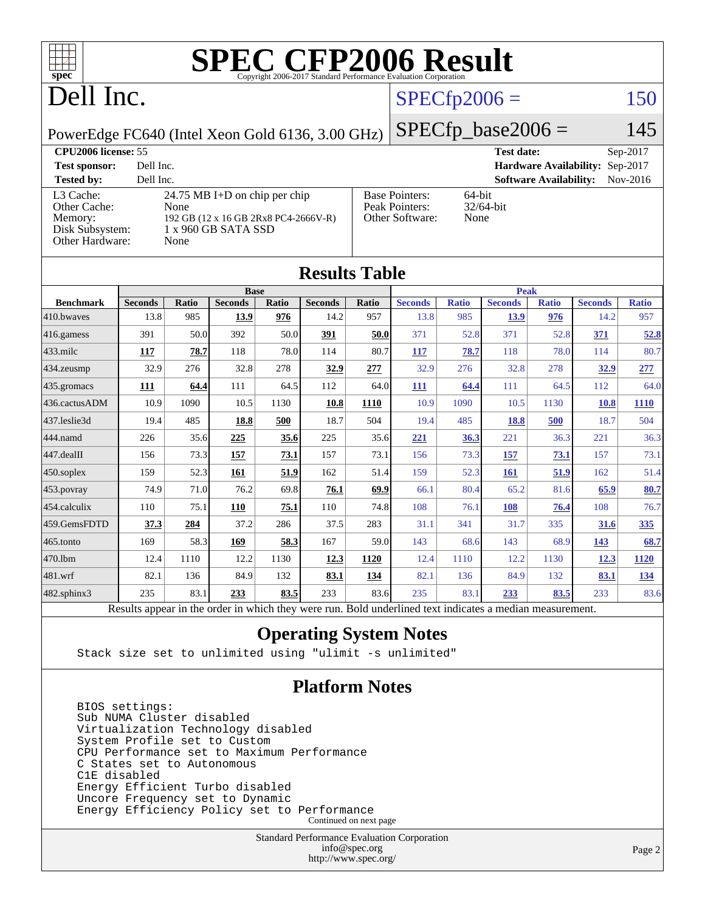# SPEC CFP2006 Result

Copyright 2006-2017 Standard Performance Evaluation Corporation

# Dell Inc.

PowerEdge FC640 (Intel Xeon Gold 6136, 3.00 GHz)

SPECfp2006 = 150

SPECfp_base2006 = 145

| | | | |
|---|---|---|---|
| **CPU2006 license:** 55 | | **Test date:** | Sep-2017 |
| **Test sponsor:** | Dell Inc. | **Hardware Availability:** | Sep-2017 |
| **Tested by:** | Dell Inc. | **Software Availability:** | Nov-2016 |

| | | | |
|---|---|---|---|
| L3 Cache: | 24.75 MB I+D on chip per chip | Base Pointers: | 64-bit |
| Other Cache: | None | Peak Pointers: | 32/64-bit |
| Memory: | 192 GB (12 x 16 GB 2Rx8 PC4-2666V-R) | Other Software: | None |
| Disk Subsystem: | 1 x 960 GB SATA SSD | | |
| Other Hardware: | None | | |

## Results Table

| Benchmark | Base | | | | | | Peak | | | | | |
|---|---|---|---|---|---|---|---|---|---|---|---|---|
| | Seconds | Ratio | Seconds | Ratio | Seconds | Ratio | Seconds | Ratio | Seconds | Ratio | Seconds | Ratio |
| 410.bwaves | 13.8 | 985 | **13.9** | **976** | 14.2 | 957 | 13.8 | 985 | **13.9** | **976** | 14.2 | 957 |
| 416.gamess | 391 | 50.0 | 392 | 50.0 | **391** | **50.0** | 371 | 52.8 | 371 | 52.8 | **371** | **52.8** |
| 433.milc | **117** | **78.7** | 118 | 78.0 | 114 | 80.7 | **117** | **78.7** | 118 | 78.0 | 114 | 80.7 |
| 434.zeusmp | 32.9 | 276 | 32.8 | 278 | **32.9** | **277** | 32.9 | 276 | 32.8 | 278 | **32.9** | **277** |
| 435.gromacs | **111** | **64.4** | 111 | 64.5 | 112 | 64.0 | **111** | **64.4** | 111 | 64.5 | 112 | 64.0 |
| 436.cactusADM | 10.9 | 1090 | 10.5 | 1130 | **10.8** | **1110** | 10.9 | 1090 | 10.5 | 1130 | **10.8** | **1110** |
| 437.leslie3d | 19.4 | 485 | **18.8** | **500** | 18.7 | 504 | 19.4 | 485 | **18.8** | **500** | 18.7 | 504 |
| 444.namd | 226 | 35.6 | **225** | **35.6** | 225 | 35.6 | **221** | **36.3** | 221 | 36.3 | 221 | 36.3 |
| 447.dealII | 156 | 73.3 | **157** | **73.1** | 157 | 73.1 | 156 | 73.3 | **157** | **73.1** | 157 | 73.1 |
| 450.soplex | 159 | 52.3 | **161** | **51.9** | 162 | 51.4 | 159 | 52.3 | **161** | **51.9** | 162 | 51.4 |
| 453.povray | 74.9 | 71.0 | 76.2 | 69.8 | **76.1** | **69.9** | 66.1 | 80.4 | 65.2 | 81.6 | **65.9** | **80.7** |
| 454.calculix | 110 | 75.1 | **110** | **75.1** | 110 | 74.8 | 108 | 76.1 | **108** | **76.4** | 108 | 76.7 |
| 459.GemsFDTD | **37.3** | **284** | 37.2 | 286 | 37.5 | 283 | 31.1 | 341 | 31.7 | 335 | **31.6** | **335** |
| 465.tonto | 169 | 58.3 | **169** | **58.3** | 167 | 59.0 | 143 | 68.6 | 143 | 68.9 | **143** | **68.7** |
| 470.lbm | 12.4 | 1110 | 12.2 | 1130 | **12.3** | **1120** | 12.4 | 1110 | 12.2 | 1130 | **12.3** | **1120** |
| 481.wrf | 82.1 | 136 | 84.9 | 132 | **83.1** | **134** | 82.1 | 136 | 84.9 | 132 | **83.1** | **134** |
| 482.sphinx3 | 235 | 83.1 | **233** | **83.5** | 233 | 83.6 | 235 | 83.1 | **233** | **83.5** | 233 | 83.6 |

Results appear in the order in which they were run. Bold underlined text indicates a median measurement.

## Operating System Notes

```
Stack size set to unlimited using "ulimit -s unlimited"
```

## Platform Notes

```
BIOS settings:
Sub NUMA Cluster disabled
Virtualization Technology disabled
System Profile set to Custom
CPU Performance set to Maximum Performance
C States set to Autonomous
C1E disabled
Energy Efficient Turbo disabled
Uncore Frequency set to Dynamic
Energy Efficiency Policy set to Performance
```

Continued on next page

Standard Performance Evaluation Corporation
info@spec.org
http://www.spec.org/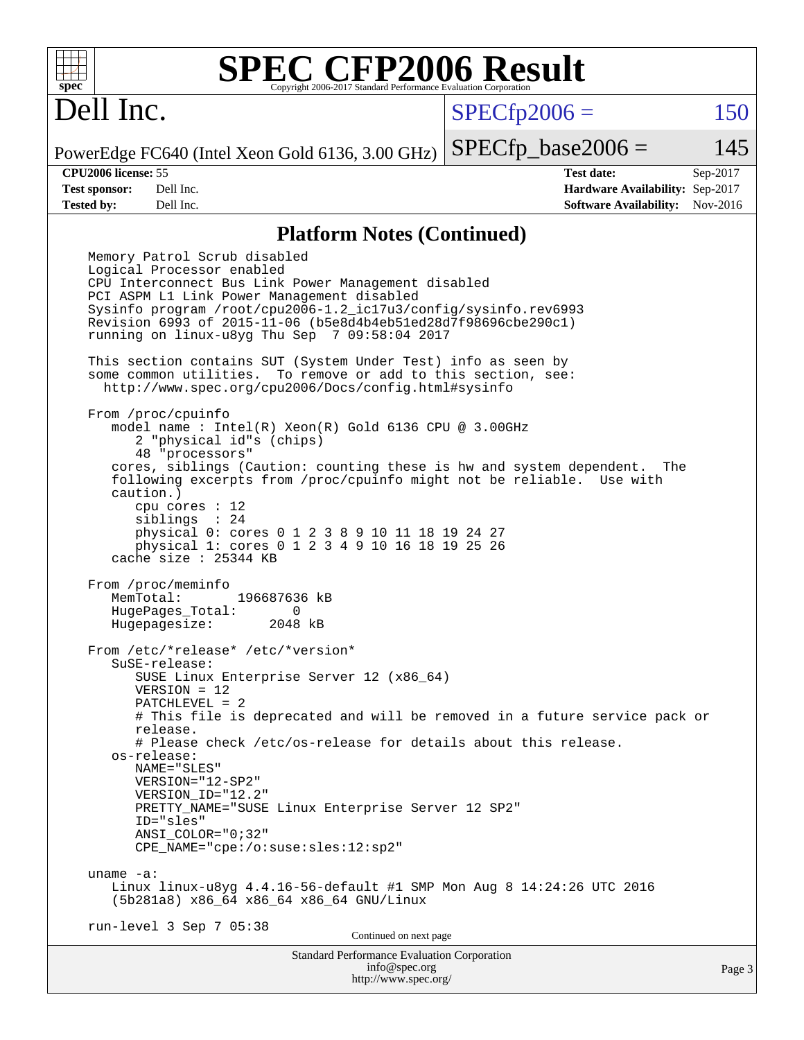## Platform Notes (Continued)

```
Memory Patrol Scrub disabled
Logical Processor enabled
CPU Interconnect Bus Link Power Management disabled
PCI ASPM L1 Link Power Management disabled
Sysinfo program /root/cpu2006-1.2_ic17u3/config/sysinfo.rev6993
Revision 6993 of 2015-11-06 (b5e8d4b4eb51ed28d7f98696cbe290c1)
running on linux-u8yg Thu Sep  7 09:58:04 2017

This section contains SUT (System Under Test) info as seen by
some common utilities.  To remove or add to this section, see:
  http://www.spec.org/cpu2006/Docs/config.html#sysinfo

From /proc/cpuinfo
   model name : Intel(R) Xeon(R) Gold 6136 CPU @ 3.00GHz
      2 "physical id"s (chips)
      48 "processors"
   cores, siblings (Caution: counting these is hw and system dependent.  The
   following excerpts from /proc/cpuinfo might not be reliable.  Use with
   caution.)
      cpu cores : 12
      siblings  : 24
      physical 0: cores 0 1 2 3 8 9 10 11 18 19 24 27
      physical 1: cores 0 1 2 3 4 9 10 16 18 19 25 26
   cache size : 25344 KB

From /proc/meminfo
   MemTotal:       196687636 kB
   HugePages_Total:       0
   Hugepagesize:       2048 kB

From /etc/*release* /etc/*version*
   SuSE-release:
      SUSE Linux Enterprise Server 12 (x86_64)
      VERSION = 12
      PATCHLEVEL = 2
      # This file is deprecated and will be removed in a future service pack or
      release.
      # Please check /etc/os-release for details about this release.
   os-release:
      NAME="SLES"
      VERSION="12-SP2"
      VERSION_ID="12.2"
      PRETTY_NAME="SUSE Linux Enterprise Server 12 SP2"
      ID="sles"
      ANSI_COLOR="0;32"
      CPE_NAME="cpe:/o:suse:sles:12:sp2"

uname -a:
   Linux linux-u8yg 4.4.16-56-default #1 SMP Mon Aug 8 14:24:26 UTC 2016
   (5b281a8) x86_64 x86_64 x86_64 GNU/Linux

run-level 3 Sep 7 05:38
```

Continued on next page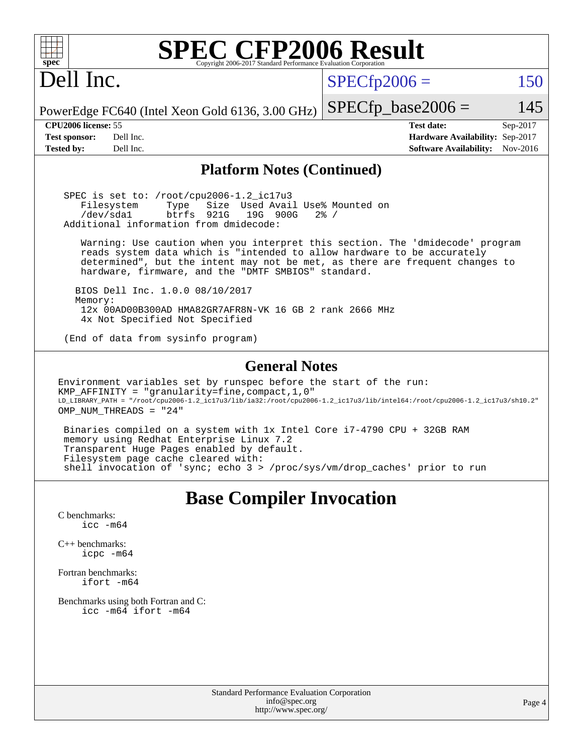# SPEC CFP2006 Result

Copyright 2006-2017 Standard Performance Evaluation Corporation

## Dell Inc.

PowerEdge FC640 (Intel Xeon Gold 6136, 3.00 GHz)

SPECfp2006 = 150

SPECfp_base2006 = 145

| | | | |
|---|---|---|---|
| **CPU2006 license:** 55 | | **Test date:** | Sep-2017 |
| **Test sponsor:** | Dell Inc. | **Hardware Availability:** | Sep-2017 |
| **Tested by:** | Dell Inc. | **Software Availability:** | Nov-2016 |

## Platform Notes (Continued)

```
SPEC is set to: /root/cpu2006-1.2_ic17u3
   Filesystem     Type   Size  Used Avail Use% Mounted on
   /dev/sda1      btrfs  921G   19G  900G   2% /
Additional information from dmidecode:

   Warning: Use caution when you interpret this section. The 'dmidecode' program
   reads system data which is "intended to allow hardware to be accurately
   determined", but the intent may not be met, as there are frequent changes to
   hardware, firmware, and the "DMTF SMBIOS" standard.

  BIOS Dell Inc. 1.0.0 08/10/2017
  Memory:
   12x 00AD00B300AD HMA82GR7AFR8N-VK 16 GB 2 rank 2666 MHz
   4x Not Specified Not Specified

(End of data from sysinfo program)
```

## General Notes

```
Environment variables set by runspec before the start of the run:
KMP_AFFINITY = "granularity=fine,compact,1,0"
LD_LIBRARY_PATH = "/root/cpu2006-1.2_ic17u3/lib/ia32:/root/cpu2006-1.2_ic17u3/lib/intel64:/root/cpu2006-1.2_ic17u3/sh10.2"
OMP_NUM_THREADS = "24"

 Binaries compiled on a system with 1x Intel Core i7-4790 CPU + 32GB RAM
 memory using Redhat Enterprise Linux 7.2
 Transparent Huge Pages enabled by default.
 Filesystem page cache cleared with:
 shell invocation of 'sync; echo 3 > /proc/sys/vm/drop_caches' prior to run
```

## Base Compiler Invocation

C benchmarks:
```
icc -m64
```

C++ benchmarks:
```
icpc -m64
```

Fortran benchmarks:
```
ifort -m64
```

Benchmarks using both Fortran and C:
```
icc -m64 ifort -m64
```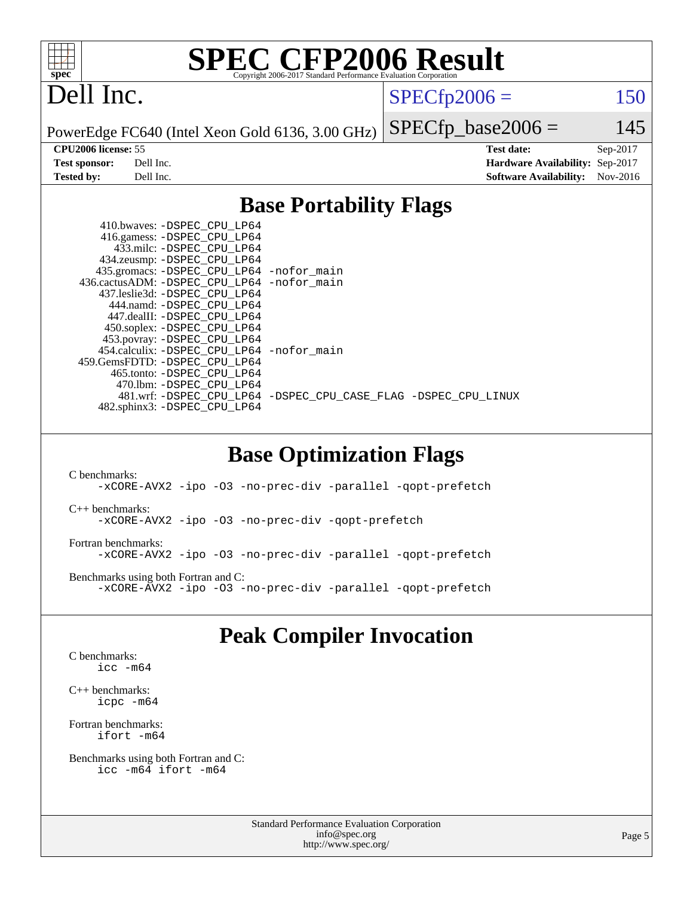# SPEC CFP2006 Result

Copyright 2006-2017 Standard Performance Evaluation Corporation

## Dell Inc.

PowerEdge FC640 (Intel Xeon Gold 6136, 3.00 GHz)

SPECfp2006 = 150

SPECfp_base2006 = 145

| | | | |
|---|---|---|---|
| **CPU2006 license:** 55 | | **Test date:** | Sep-2017 |
| **Test sponsor:** | Dell Inc. | **Hardware Availability:** | Sep-2017 |
| **Tested by:** | Dell Inc. | **Software Availability:** | Nov-2016 |

## Base Portability Flags

```
   410.bwaves: -DSPEC_CPU_LP64
   416.gamess: -DSPEC_CPU_LP64
     433.milc: -DSPEC_CPU_LP64
   434.zeusmp: -DSPEC_CPU_LP64
  435.gromacs: -DSPEC_CPU_LP64 -nofor_main
 436.cactusADM: -DSPEC_CPU_LP64 -nofor_main
  437.leslie3d: -DSPEC_CPU_LP64
     444.namd: -DSPEC_CPU_LP64
   447.dealII: -DSPEC_CPU_LP64
   450.soplex: -DSPEC_CPU_LP64
   453.povray: -DSPEC_CPU_LP64
  454.calculix: -DSPEC_CPU_LP64 -nofor_main
 459.GemsFDTD: -DSPEC_CPU_LP64
    465.tonto: -DSPEC_CPU_LP64
      470.lbm: -DSPEC_CPU_LP64
      481.wrf: -DSPEC_CPU_LP64 -DSPEC_CPU_CASE_FLAG -DSPEC_CPU_LINUX
  482.sphinx3: -DSPEC_CPU_LP64
```

## Base Optimization Flags

C benchmarks:
```
-xCORE-AVX2 -ipo -O3 -no-prec-div -parallel -qopt-prefetch
```

C++ benchmarks:
```
-xCORE-AVX2 -ipo -O3 -no-prec-div -qopt-prefetch
```

Fortran benchmarks:
```
-xCORE-AVX2 -ipo -O3 -no-prec-div -parallel -qopt-prefetch
```

Benchmarks using both Fortran and C:
```
-xCORE-AVX2 -ipo -O3 -no-prec-div -parallel -qopt-prefetch
```

## Peak Compiler Invocation

C benchmarks:
```
icc -m64
```

C++ benchmarks:
```
icpc -m64
```

Fortran benchmarks:
```
ifort -m64
```

Benchmarks using both Fortran and C:
```
icc -m64 ifort -m64
```

Standard Performance Evaluation Corporation
info@spec.org
http://www.spec.org/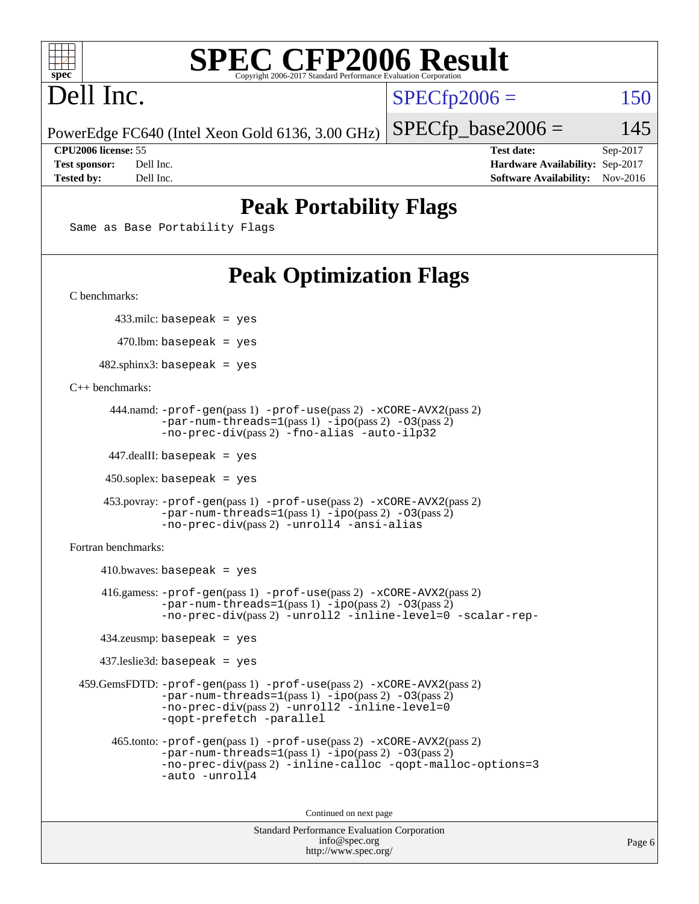# SPEC CFP2006 Result

Copyright 2006-2017 Standard Performance Evaluation Corporation

**Dell Inc.**

PowerEdge FC640 (Intel Xeon Gold 6136, 3.00 GHz)

SPECfp2006 = 150

SPECfp_base2006 = 145

| | | | |
|---|---|---|---|
| **CPU2006 license:** 55 | | **Test date:** | Sep-2017 |
| **Test sponsor:** | Dell Inc. | **Hardware Availability:** | Sep-2017 |
| **Tested by:** | Dell Inc. | **Software Availability:** | Nov-2016 |

## Peak Portability Flags

Same as Base Portability Flags

## Peak Optimization Flags

C benchmarks:

433.milc: basepeak = yes

470.lbm: basepeak = yes

482.sphinx3: basepeak = yes

C++ benchmarks:

444.namd: -prof-gen(pass 1) -prof-use(pass 2) -xCORE-AVX2(pass 2) -par-num-threads=1(pass 1) -ipo(pass 2) -O3(pass 2) -no-prec-div(pass 2) -fno-alias -auto-ilp32

447.dealII: basepeak = yes

450.soplex: basepeak = yes

453.povray: -prof-gen(pass 1) -prof-use(pass 2) -xCORE-AVX2(pass 2) -par-num-threads=1(pass 1) -ipo(pass 2) -O3(pass 2) -no-prec-div(pass 2) -unroll4 -ansi-alias

Fortran benchmarks:

410.bwaves: basepeak = yes

416.gamess: -prof-gen(pass 1) -prof-use(pass 2) -xCORE-AVX2(pass 2) -par-num-threads=1(pass 1) -ipo(pass 2) -O3(pass 2) -no-prec-div(pass 2) -unroll2 -inline-level=0 -scalar-rep-

434.zeusmp: basepeak = yes

437.leslie3d: basepeak = yes

459.GemsFDTD: -prof-gen(pass 1) -prof-use(pass 2) -xCORE-AVX2(pass 2) -par-num-threads=1(pass 1) -ipo(pass 2) -O3(pass 2) -no-prec-div(pass 2) -unroll2 -inline-level=0 -qopt-prefetch -parallel

465.tonto: -prof-gen(pass 1) -prof-use(pass 2) -xCORE-AVX2(pass 2) -par-num-threads=1(pass 1) -ipo(pass 2) -O3(pass 2) -no-prec-div(pass 2) -inline-calloc -qopt-malloc-options=3 -auto -unroll4

Continued on next page

Standard Performance Evaluation Corporation
info@spec.org
http://www.spec.org/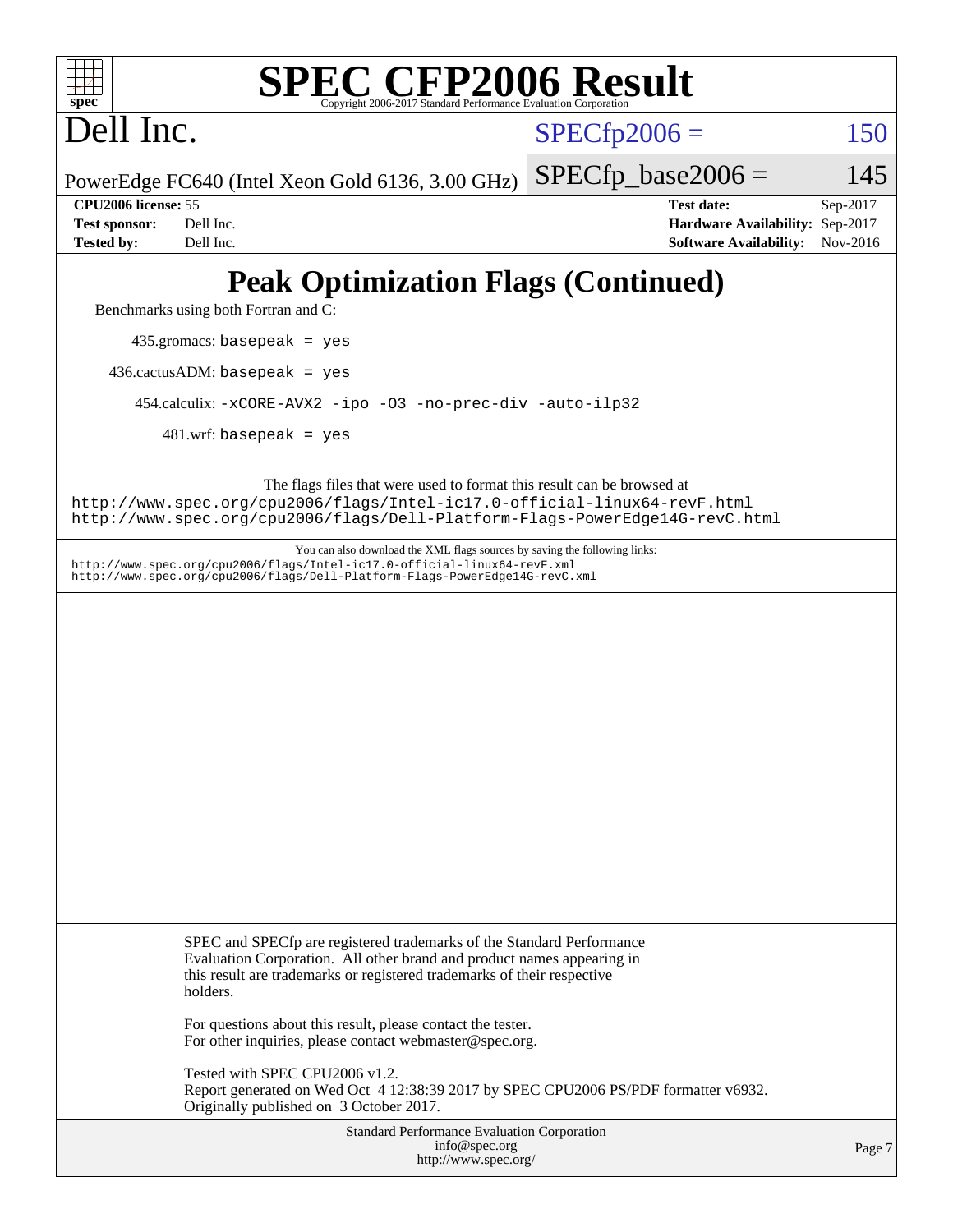# SPEC CFP2006 Result

Copyright 2006-2017 Standard Performance Evaluation Corporation

Dell Inc.

PowerEdge FC640 (Intel Xeon Gold 6136, 3.00 GHz)

SPECfp2006 = 150

SPECfp_base2006 = 145

| | | | |
|---|---|---|---|
| **CPU2006 license:** 55 | | **Test date:** | Sep-2017 |
| **Test sponsor:** | Dell Inc. | **Hardware Availability:** | Sep-2017 |
| **Tested by:** | Dell Inc. | **Software Availability:** | Nov-2016 |

## Peak Optimization Flags (Continued)

Benchmarks using both Fortran and C:

435.gromacs: `basepeak = yes`

436.cactusADM: `basepeak = yes`

454.calculix: `-xCORE-AVX2 -ipo -O3 -no-prec-div -auto-ilp32`

481.wrf: `basepeak = yes`

The flags files that were used to format this result can be browsed at
http://www.spec.org/cpu2006/flags/Intel-ic17.0-official-linux64-revF.html
http://www.spec.org/cpu2006/flags/Dell-Platform-Flags-PowerEdge14G-revC.html

You can also download the XML flags sources by saving the following links:
http://www.spec.org/cpu2006/flags/Intel-ic17.0-official-linux64-revF.xml
http://www.spec.org/cpu2006/flags/Dell-Platform-Flags-PowerEdge14G-revC.xml

SPEC and SPECfp are registered trademarks of the Standard Performance Evaluation Corporation. All other brand and product names appearing in this result are trademarks or registered trademarks of their respective holders.

For questions about this result, please contact the tester.
For other inquiries, please contact webmaster@spec.org.

Tested with SPEC CPU2006 v1.2.
Report generated on Wed Oct 4 12:38:39 2017 by SPEC CPU2006 PS/PDF formatter v6932.
Originally published on 3 October 2017.

Standard Performance Evaluation Corporation
info@spec.org
http://www.spec.org/